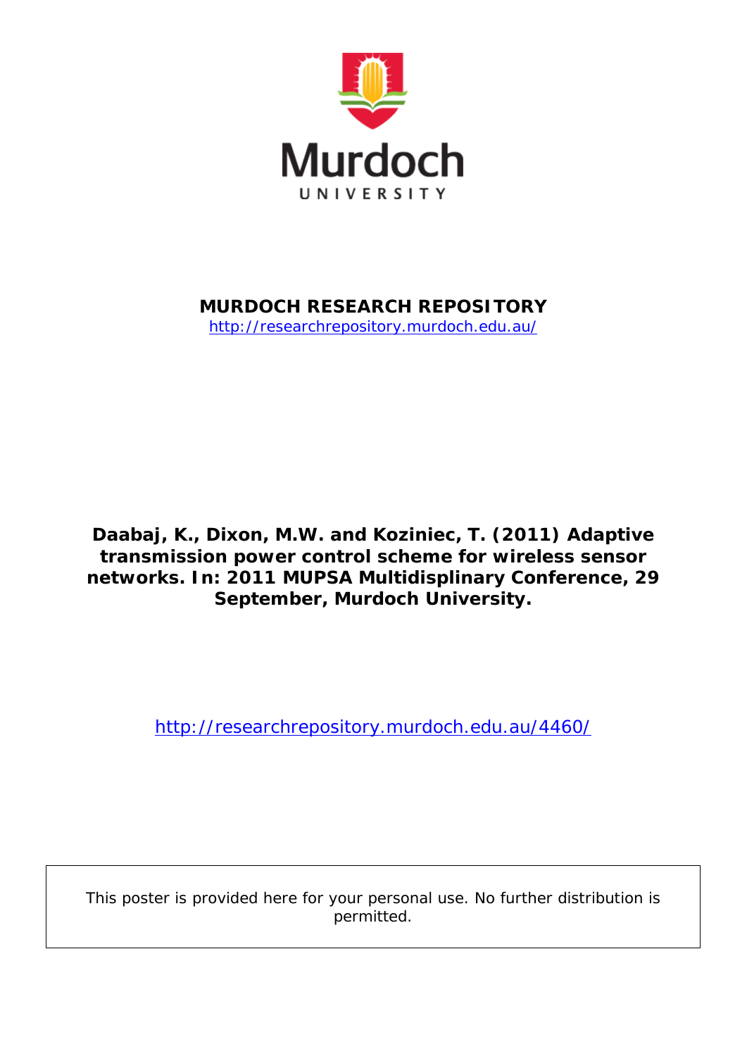Murdoch
UNIVERSITY

**MURDOCH RESEARCH REPOSITORY**
http://researchrepository.murdoch.edu.au/

**Daabaj, K., Dixon, M.W. and Koziniec, T. (2011) Adaptive transmission power control scheme for wireless sensor networks. In: 2011 MUPSA Multidisplinary Conference, 29 September, Murdoch University.**

http://researchrepository.murdoch.edu.au/4460/

This poster is provided here for your personal use. No further distribution is permitted.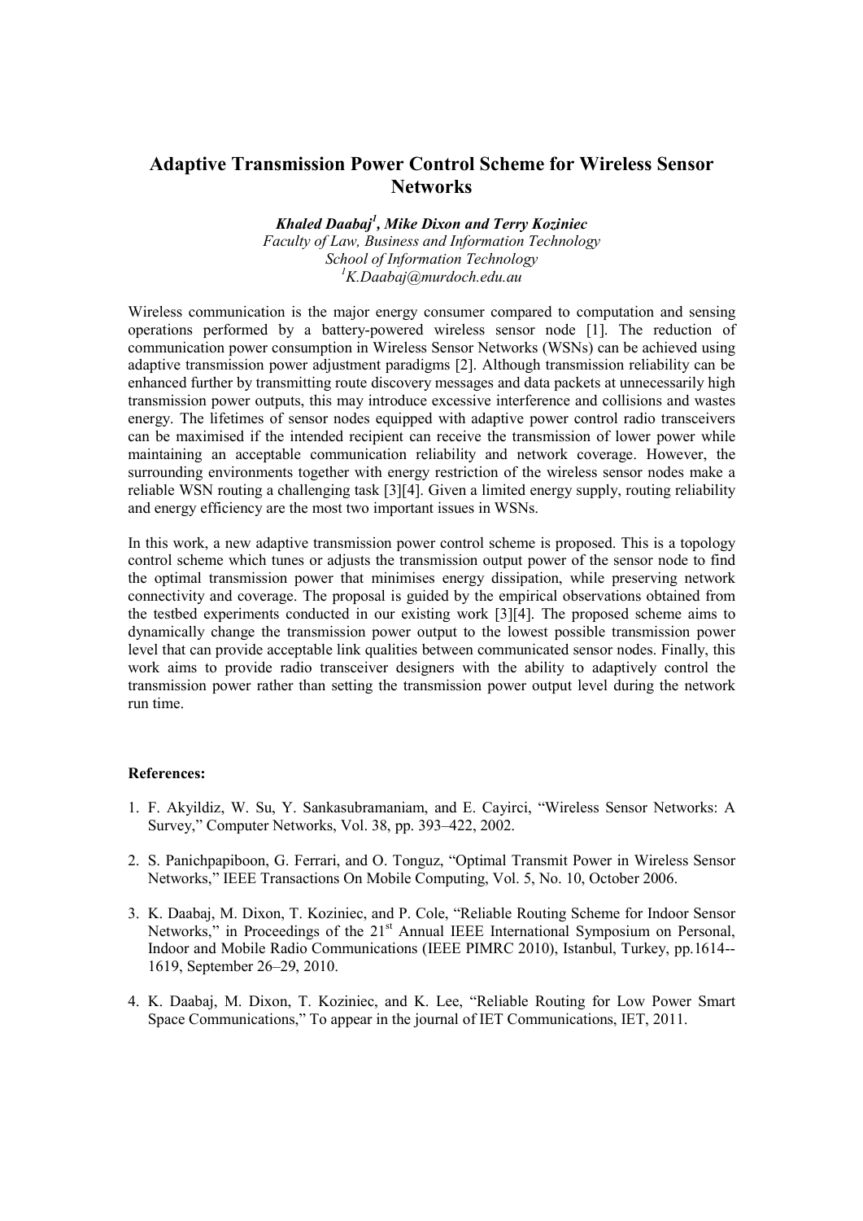# Adaptive Transmission Power Control Scheme for Wireless Sensor Networks

***Khaled Daabaj[1], Mike Dixon and Terry Koziniec***

*Faculty of Law, Business and Information Technology*
*School of Information Technology*
*[1]K.Daabaj@murdoch.edu.au*

Wireless communication is the major energy consumer compared to computation and sensing operations performed by a battery-powered wireless sensor node [1]. The reduction of communication power consumption in Wireless Sensor Networks (WSNs) can be achieved using adaptive transmission power adjustment paradigms [2]. Although transmission reliability can be enhanced further by transmitting route discovery messages and data packets at unnecessarily high transmission power outputs, this may introduce excessive interference and collisions and wastes energy. The lifetimes of sensor nodes equipped with adaptive power control radio transceivers can be maximised if the intended recipient can receive the transmission of lower power while maintaining an acceptable communication reliability and network coverage. However, the surrounding environments together with energy restriction of the wireless sensor nodes make a reliable WSN routing a challenging task [3][4]. Given a limited energy supply, routing reliability and energy efficiency are the most two important issues in WSNs.

In this work, a new adaptive transmission power control scheme is proposed. This is a topology control scheme which tunes or adjusts the transmission output power of the sensor node to find the optimal transmission power that minimises energy dissipation, while preserving network connectivity and coverage. The proposal is guided by the empirical observations obtained from the testbed experiments conducted in our existing work [3][4]. The proposed scheme aims to dynamically change the transmission power output to the lowest possible transmission power level that can provide acceptable link qualities between communicated sensor nodes. Finally, this work aims to provide radio transceiver designers with the ability to adaptively control the transmission power rather than setting the transmission power output level during the network run time.

**References:**

1. F. Akyildiz, W. Su, Y. Sankasubramaniam, and E. Cayirci, "Wireless Sensor Networks: A Survey," Computer Networks, Vol. 38, pp. 393–422, 2002.

2. S. Panichpapiboon, G. Ferrari, and O. Tonguz, "Optimal Transmit Power in Wireless Sensor Networks," IEEE Transactions On Mobile Computing, Vol. 5, No. 10, October 2006.

3. K. Daabaj, M. Dixon, T. Koziniec, and P. Cole, "Reliable Routing Scheme for Indoor Sensor Networks," in Proceedings of the 21st Annual IEEE International Symposium on Personal, Indoor and Mobile Radio Communications (IEEE PIMRC 2010), Istanbul, Turkey, pp.1614--1619, September 26–29, 2010.

4. K. Daabaj, M. Dixon, T. Koziniec, and K. Lee, "Reliable Routing for Low Power Smart Space Communications," To appear in the journal of IET Communications, IET, 2011.